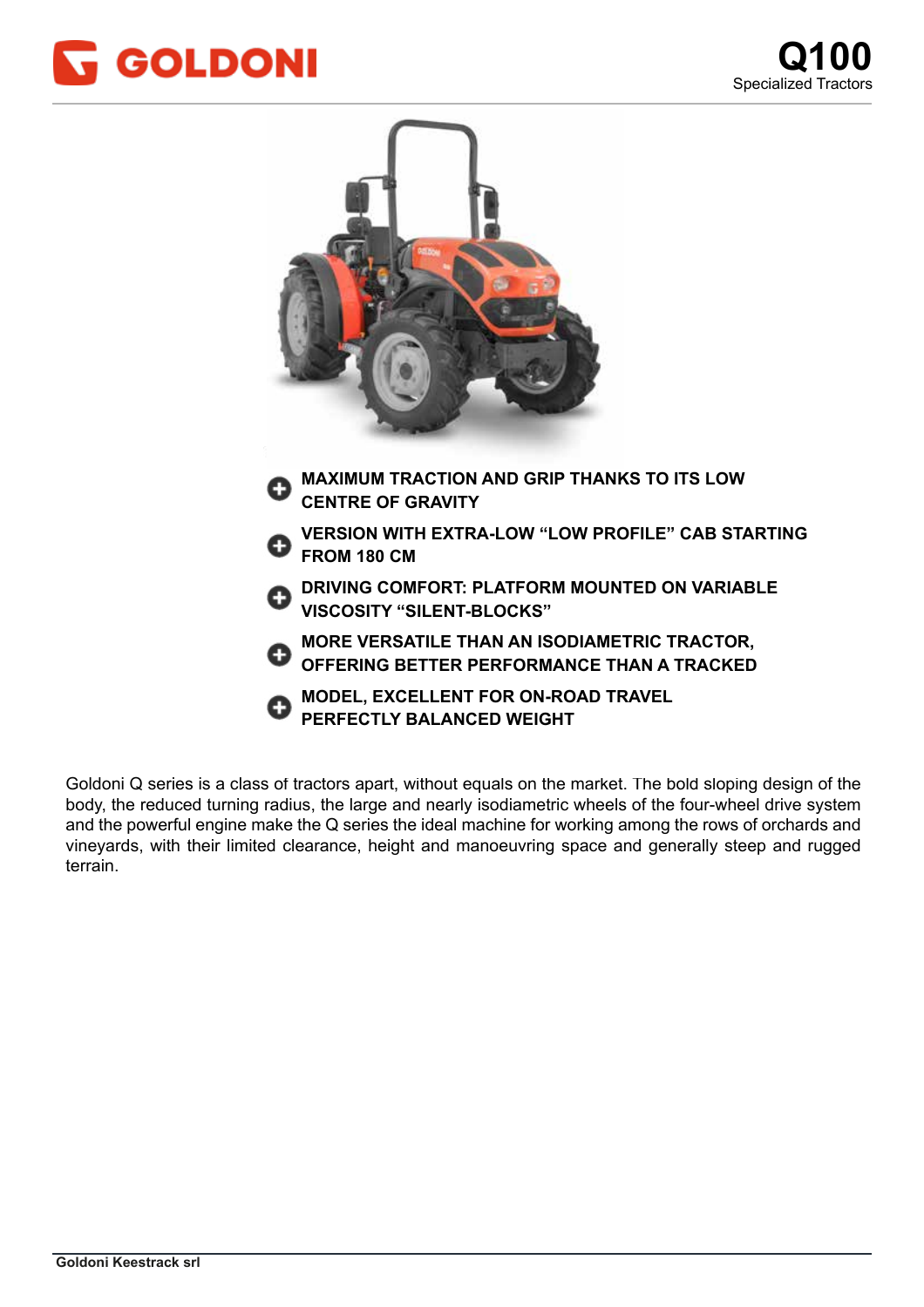# GOLDONI

## Q100

Specialized Tractors

- **MAXIMUM TRACTION AND GRIP THANKS TO ITS LOW CENTRE OF GRAVITY**
- **VERSION WITH EXTRA-LOW "LOW PROFILE" CAB STARTING FROM 180 CM**
- **DRIVING COMFORT: PLATFORM MOUNTED ON VARIABLE VISCOSITY "SILENT-BLOCKS"**
- **MORE VERSATILE THAN AN ISODIAMETRIC TRACTOR, OFFERING BETTER PERFORMANCE THAN A TRACKED**
- **MODEL, EXCELLENT FOR ON-ROAD TRAVEL PERFECTLY BALANCED WEIGHT**

Goldoni Q series is a class of tractors apart, without equals on the market. The bold sloping design of the body, the reduced turning radius, the large and nearly isodiametric wheels of the four-wheel drive system and the powerful engine make the Q series the ideal machine for working among the rows of orchards and vineyards, with their limited clearance, height and manoeuvring space and generally steep and rugged terrain.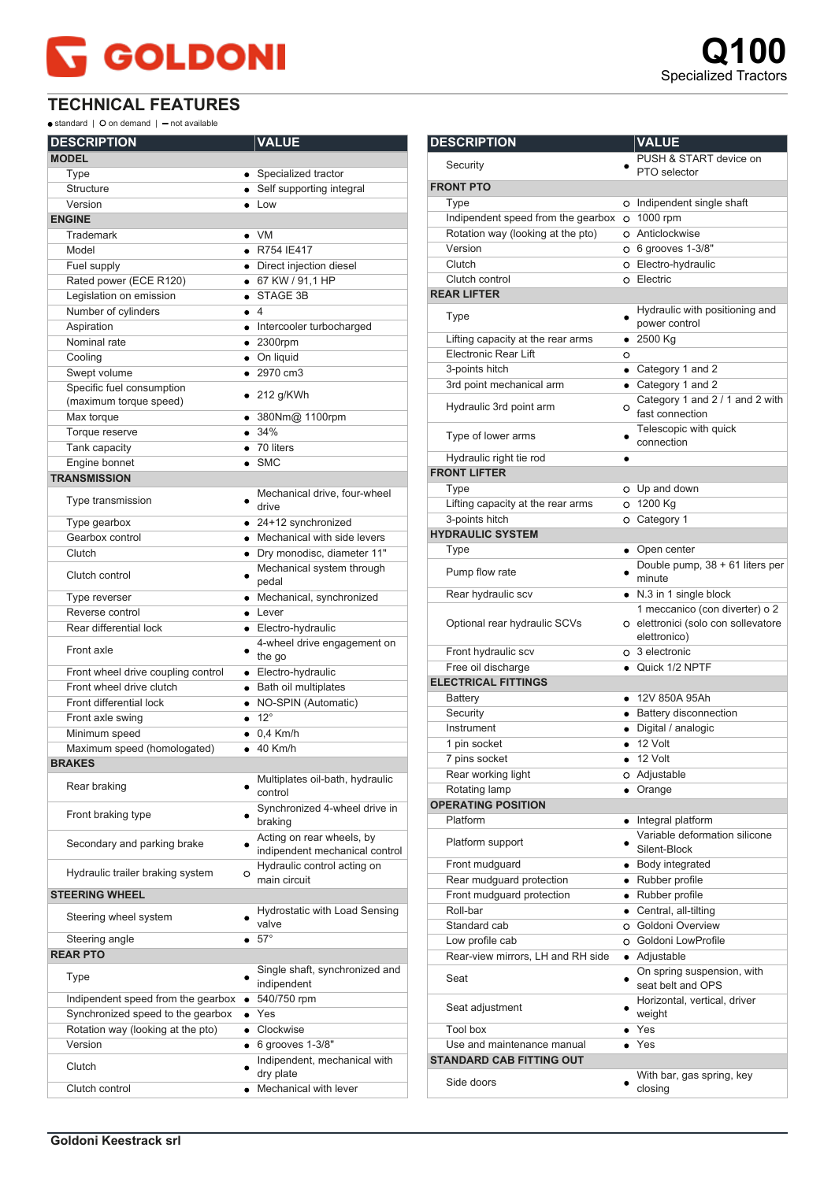# Q100

Specialized Tractors

## TECHNICAL FEATURES

● standard | O on demand | — not available

| DESCRIPTION | | VALUE |
|---|---|---|
| **MODEL** | | |
| Type | ● | Specialized tractor |
| Structure | ● | Self supporting integral |
| Version | ● | Low |
| **ENGINE** | | |
| Trademark | ● | VM |
| Model | ● | R754 IE417 |
| Fuel supply | ● | Direct injection diesel |
| Rated power (ECE R120) | ● | 67 KW / 91,1 HP |
| Legislation on emission | ● | STAGE 3B |
| Number of cylinders | ● | 4 |
| Aspiration | ● | Intercooler turbocharged |
| Nominal rate | ● | 2300rpm |
| Cooling | ● | On liquid |
| Swept volume | ● | 2970 cm3 |
| Specific fuel consumption (maximum torque speed) | ● | 212 g/KWh |
| Max torque | ● | 380Nm@ 1100rpm |
| Torque reserve | ● | 34% |
| Tank capacity | ● | 70 liters |
| Engine bonnet | ● | SMC |
| **TRANSMISSION** | | |
| Type transmission | ● | Mechanical drive, four-wheel drive |
| Type gearbox | ● | 24+12 synchronized |
| Gearbox control | ● | Mechanical with side levers |
| Clutch | ● | Dry monodisc, diameter 11" |
| Clutch control | ● | Mechanical system through pedal |
| Type reverser | ● | Mechanical, synchronized |
| Reverse control | ● | Lever |
| Rear differential lock | ● | Electro-hydraulic |
| Front axle | ● | 4-wheel drive engagement on the go |
| Front wheel drive coupling control | ● | Electro-hydraulic |
| Front wheel drive clutch | ● | Bath oil multiplates |
| Front differential lock | ● | NO-SPIN (Automatic) |
| Front axle swing | ● | 12° |
| Minimum speed | ● | 0,4 Km/h |
| Maximum speed (homologated) | ● | 40 Km/h |
| **BRAKES** | | |
| Rear braking | ● | Multiplates oil-bath, hydraulic control |
| Front braking type | ● | Synchronized 4-wheel drive in braking |
| Secondary and parking brake | ● | Acting on rear wheels, by independent mechanical control |
| Hydraulic trailer braking system | O | Hydraulic control acting on main circuit |
| **STEERING WHEEL** | | |
| Steering wheel system | ● | Hydrostatic with Load Sensing valve |
| Steering angle | ● | 57° |
| **REAR PTO** | | |
| Type | ● | Single shaft, synchronized and indipendent |
| Indipendent speed from the gearbox | ● | 540/750 rpm |
| Synchronized speed to the gearbox | ● | Yes |
| Rotation way (looking at the pto) | ● | Clockwise |
| Version | ● | 6 grooves 1-3/8" |
| Clutch | ● | Indipendent, mechanical with dry plate |
| Clutch control | ● | Mechanical with lever |

| DESCRIPTION | | VALUE |
|---|---|---|
| Security | ● | PUSH & START device on PTO selector |
| **FRONT PTO** | | |
| Type | O | Independent single shaft |
| Indipendent speed from the gearbox | O | 1000 rpm |
| Rotation way (looking at the pto) | O | Anticlockwise |
| Version | O | 6 grooves 1-3/8" |
| Clutch | O | Electro-hydraulic |
| Clutch control | O | Electric |
| **REAR LIFTER** | | |
| Type | ● | Hydraulic with positioning and power control |
| Lifting capacity at the rear arms | ● | 2500 Kg |
| Electronic Rear Lift | O | |
| 3-points hitch | ● | Category 1 and 2 |
| 3rd point mechanical arm | ● | Category 1 and 2 |
| Hydraulic 3rd point arm | O | Category 1 and 2 / 1 and 2 with fast connection |
| Type of lower arms | ● | Telescopic with quick connection |
| Hydraulic right tie rod | ● | |
| **FRONT LIFTER** | | |
| Type | O | Up and down |
| Lifting capacity at the rear arms | O | 1200 Kg |
| 3-points hitch | O | Category 1 |
| **HYDRAULIC SYSTEM** | | |
| Type | ● | Open center |
| Pump flow rate | ● | Double pump, 38 + 61 liters per minute |
| Rear hydraulic scv | ● | N.3 in 1 single block |
| Optional rear hydraulic SCVs | O | 1 meccanico (con diverter) o 2 elettronici (solo con sollevatore elettronico) |
| Front hydraulic scv | O | 3 electronic |
| Free oil discharge | ● | Quick 1/2 NPTF |
| **ELECTRICAL FITTINGS** | | |
| Battery | ● | 12V 850A 95Ah |
| Security | ● | Battery disconnection |
| Instrument | ● | Digital / analogic |
| 1 pin socket | ● | 12 Volt |
| 7 pins socket | ● | 12 Volt |
| Rear working light | O | Adjustable |
| Rotating lamp | ● | Orange |
| **OPERATING POSITION** | | |
| Platform | ● | Integral platform |
| Platform support | ● | Variable deformation silicone Silent-Block |
| Front mudguard | ● | Body integrated |
| Rear mudguard protection | ● | Rubber profile |
| Front mudguard protection | ● | Rubber profile |
| Roll-bar | ● | Central, all-tilting |
| Standard cab | O | Goldoni Overview |
| Low profile cab | O | Goldoni LowProfile |
| Rear-view mirrors, LH and RH side | ● | Adjustable |
| Seat | ● | On spring suspension, with seat belt and OPS |
| Seat adjustment | ● | Horizontal, vertical, driver weight |
| Tool box | ● | Yes |
| Use and maintenance manual | ● | Yes |
| **STANDARD CAB FITTING OUT** | | |
| Side doors | ● | With bar, gas spring, key closing |

Goldoni Keestrack srl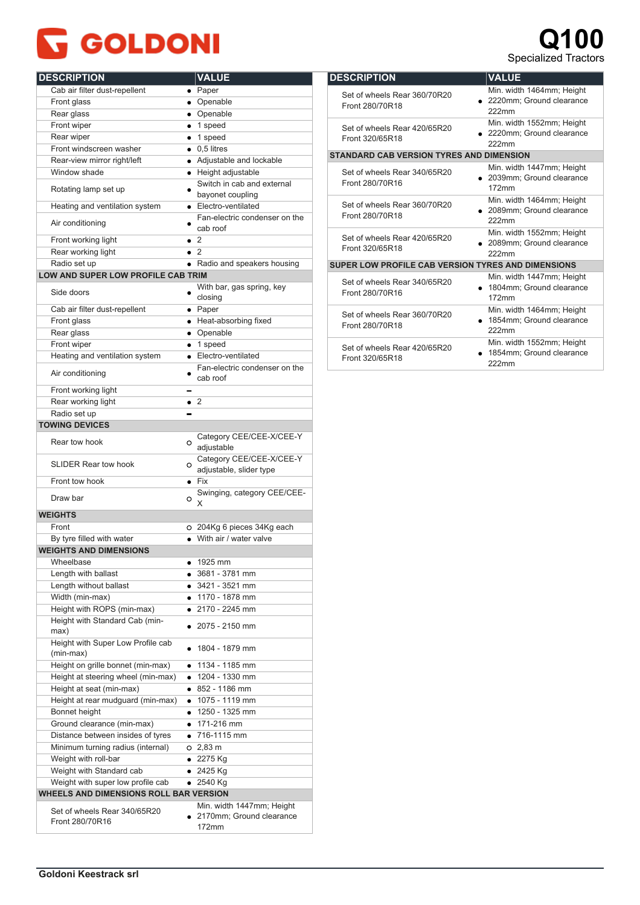# GOLDONI

**Q100**
Specialized Tractors

| DESCRIPTION | | VALUE |
|---|---|---|
| Cab air filter dust-repellent | ● | Paper |
| Front glass | ● | Openable |
| Rear glass | ● | Openable |
| Front wiper | ● | 1 speed |
| Rear wiper | ● | 1 speed |
| Front windscreen washer | ● | 0,5 litres |
| Rear-view mirror right/left | ● | Adjustable and lockable |
| Window shade | ● | Height adjustable |
| Rotating lamp set up | ● | Switch in cab and external bayonet coupling |
| Heating and ventilation system | ● | Electro-ventilated |
| Air conditioning | ● | Fan-electric condenser on the cab roof |
| Front working light | ● | 2 |
| Rear working light | ● | 2 |
| Radio set up | ● | Radio and speakers housing |
| **LOW AND SUPER LOW PROFILE CAB TRIM** | | |
| Side doors | ● | With bar, gas spring, key closing |
| Cab air filter dust-repellent | ● | Paper |
| Front glass | ● | Heat-absorbing fixed |
| Rear glass | ● | Openable |
| Front wiper | ● | 1 speed |
| Heating and ventilation system | ● | Electro-ventilated |
| Air conditioning | ● | Fan-electric condenser on the cab roof |
| Front working light | – | |
| Rear working light | ● | 2 |
| Radio set up | – | |
| **TOWING DEVICES** | | |
| Rear tow hook | ○ | Category CEE/CEE-X/CEE-Y adjustable |
| SLIDER Rear tow hook | ○ | Category CEE/CEE-X/CEE-Y adjustable, slider type |
| Front tow hook | ● | Fix |
| Draw bar | ○ | Swinging, category CEE/CEE-X |
| **WEIGHTS** | | |
| Front | ○ | 204Kg 6 pieces 34Kg each |
| By tyre filled with water | ● | With air / water valve |
| **WEIGHTS AND DIMENSIONS** | | |
| Wheelbase | ● | 1925 mm |
| Length with ballast | ● | 3681 - 3781 mm |
| Length without ballast | ● | 3421 - 3521 mm |
| Width (min-max) | ● | 1170 - 1878 mm |
| Height with ROPS (min-max) | ● | 2170 - 2245 mm |
| Height with Standard Cab (min-max) | ● | 2075 - 2150 mm |
| Height with Super Low Profile cab (min-max) | ● | 1804 - 1879 mm |
| Height on grille bonnet (min-max) | ● | 1134 - 1185 mm |
| Height at steering wheel (min-max) | ● | 1204 - 1330 mm |
| Height at seat (min-max) | ● | 852 - 1186 mm |
| Height at rear mudguard (min-max) | ● | 1075 - 1119 mm |
| Bonnet height | ● | 1250 - 1325 mm |
| Ground clearance (min-max) | ● | 171-216 mm |
| Distance between insides of tyres | ● | 716-1115 mm |
| Minimum turning radius (internal) | ○ | 2,83 m |
| Weight with roll-bar | ● | 2275 Kg |
| Weight with Standard cab | ● | 2425 Kg |
| Weight with super low profile cab | ● | 2540 Kg |
| **WHEELS AND DIMENSIONS ROLL BAR VERSION** | | |
| Set of wheels Rear 340/65R20 Front 280/70R16 | ● | Min. width 1447mm; Height 2170mm; Ground clearance 172mm |
| Set of wheels Rear 360/70R20 Front 280/70R18 | ● | Min. width 1464mm; Height 2220mm; Ground clearance 222mm |
| Set of wheels Rear 420/65R20 Front 320/65R18 | ● | Min. width 1552mm; Height 2220mm; Ground clearance 222mm |
| **STANDARD CAB VERSION TYRES AND DIMENSION** | | |
| Set of wheels Rear 340/65R20 Front 280/70R16 | ● | Min. width 1447mm; Height 2039mm; Ground clearance 172mm |
| Set of wheels Rear 360/70R20 Front 280/70R18 | ● | Min. width 1464mm; Height 2089mm; Ground clearance 222mm |
| Set of wheels Rear 420/65R20 Front 320/65R18 | ● | Min. width 1552mm; Height 2089mm; Ground clearance 222mm |
| **SUPER LOW PROFILE CAB VERSION TYRES AND DIMENSIONS** | | |
| Set of wheels Rear 340/65R20 Front 280/70R16 | ● | Min. width 1447mm; Height 1804mm; Ground clearance 172mm |
| Set of wheels Rear 360/70R20 Front 280/70R18 | ● | Min. width 1464mm; Height 1854mm; Ground clearance 222mm |
| Set of wheels Rear 420/65R20 Front 320/65R18 | ● | Min. width 1552mm; Height 1854mm; Ground clearance 222mm |

Goldoni Keestrack srl